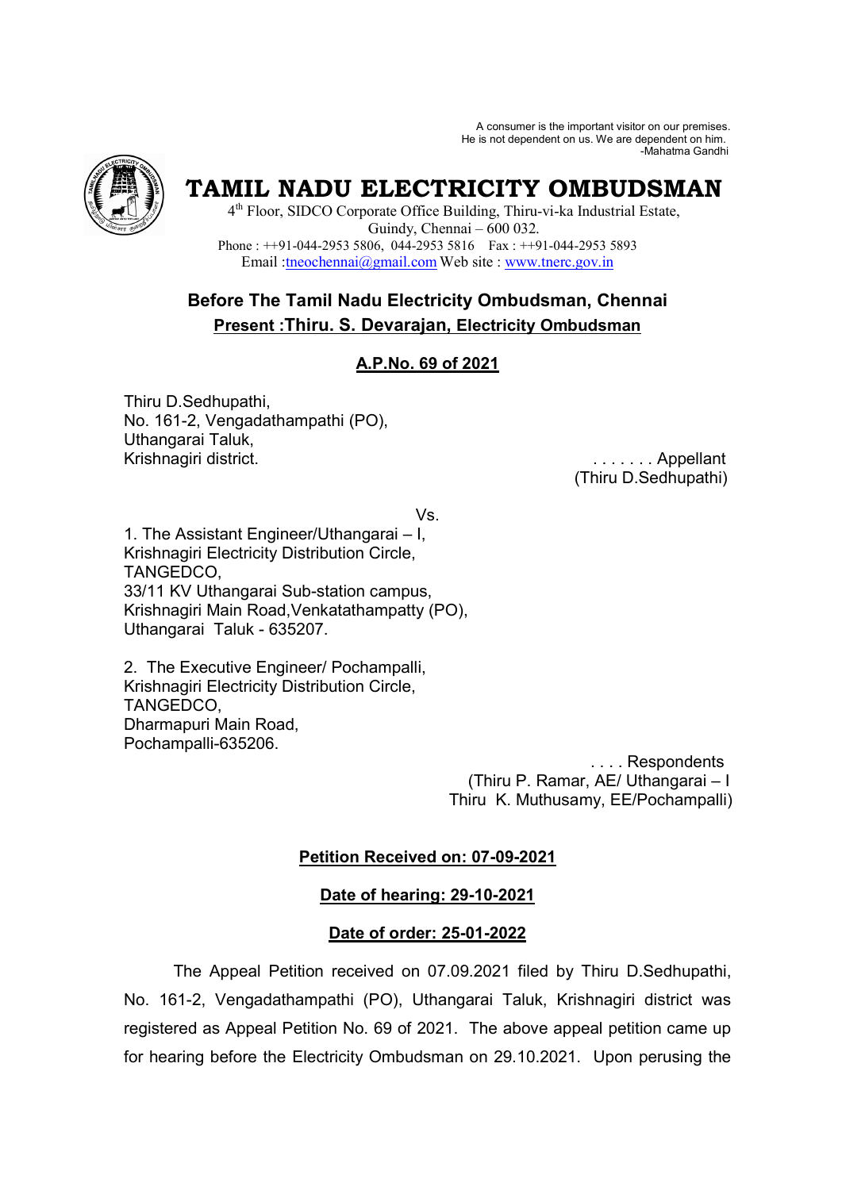A consumer is the important visitor on our premises.
He is not dependent on us. We are dependent on him.
-Mahatma Gandhi

# TAMIL NADU ELECTRICITY OMBUDSMAN

4th Floor, SIDCO Corporate Office Building, Thiru-vi-ka Industrial Estate,
Guindy, Chennai – 600 032.
Phone : ++91-044-2953 5806, 044-2953 5816 Fax : ++91-044-2953 5893
Email :tneochennai@gmail.com Web site : www.tnerc.gov.in

## Before The Tamil Nadu Electricity Ombudsman, Chennai

**Present :Thiru. S. Devarajan, Electricity Ombudsman**

**A.P.No. 69 of 2021**

Thiru D.Sedhupathi,
No. 161-2, Vengadathampathi (PO),
Uthangarai Taluk,
Krishnagiri district. . . . . . . . Appellant
(Thiru D.Sedhupathi)

Vs.

1. The Assistant Engineer/Uthangarai – I,
Krishnagiri Electricity Distribution Circle,
TANGEDCO,
33/11 KV Uthangarai Sub-station campus,
Krishnagiri Main Road,Venkatathampatty (PO),
Uthangarai Taluk - 635207.

2. The Executive Engineer/ Pochampalli,
Krishnagiri Electricity Distribution Circle,
TANGEDCO,
Dharmapuri Main Road,
Pochampalli-635206.

. . . . Respondents
(Thiru P. Ramar, AE/ Uthangarai – I
Thiru K. Muthusamy, EE/Pochampalli)

**Petition Received on: 07-09-2021**

**Date of hearing: 29-10-2021**

**Date of order: 25-01-2022**

The Appeal Petition received on 07.09.2021 filed by Thiru D.Sedhupathi, No. 161-2, Vengadathampathi (PO), Uthangarai Taluk, Krishnagiri district was registered as Appeal Petition No. 69 of 2021. The above appeal petition came up for hearing before the Electricity Ombudsman on 29.10.2021. Upon perusing the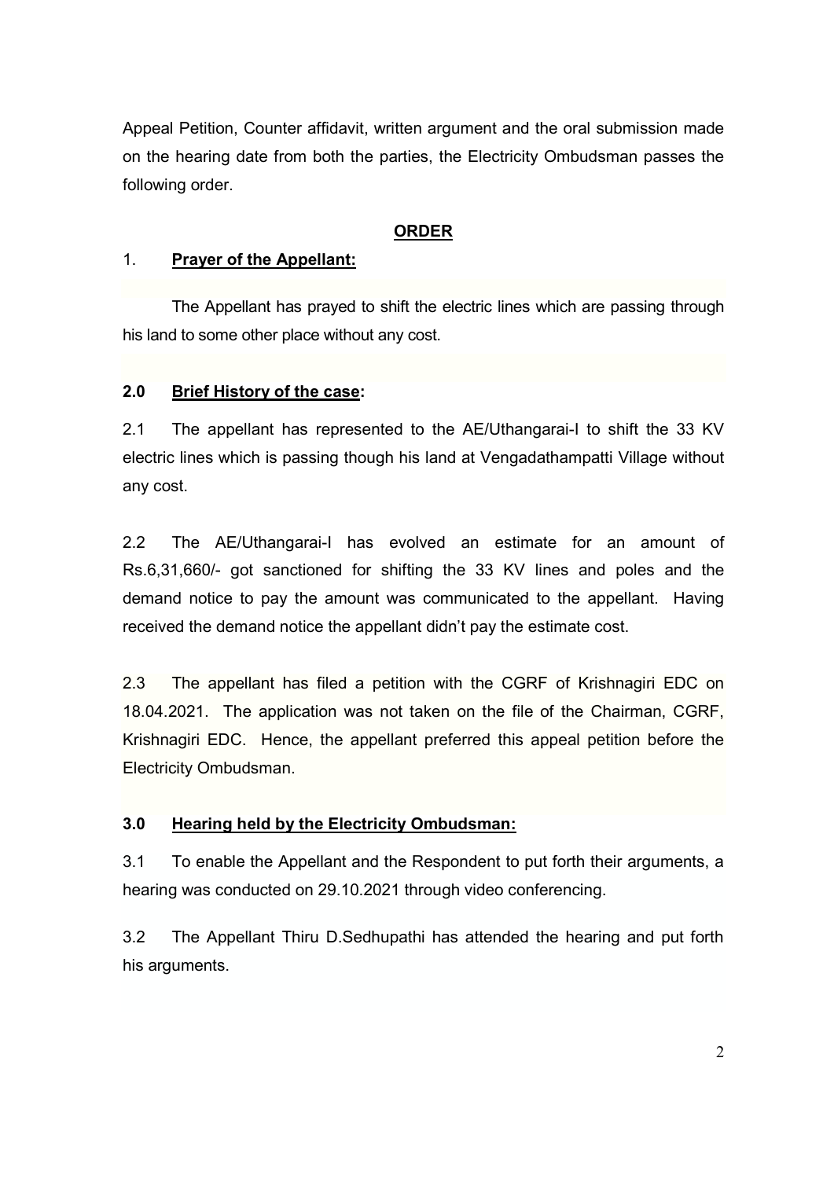Appeal Petition, Counter affidavit, written argument and the oral submission made on the hearing date from both the parties, the Electricity Ombudsman passes the following order.

## **ORDER**

1. **Prayer of the Appellant:**

The Appellant has prayed to shift the electric lines which are passing through his land to some other place without any cost.

**2.0 Brief History of the case:**

2.1 The appellant has represented to the AE/Uthangarai-I to shift the 33 KV electric lines which is passing though his land at Vengadathampatti Village without any cost.

2.2 The AE/Uthangarai-I has evolved an estimate for an amount of Rs.6,31,660/- got sanctioned for shifting the 33 KV lines and poles and the demand notice to pay the amount was communicated to the appellant. Having received the demand notice the appellant didn't pay the estimate cost.

2.3 The appellant has filed a petition with the CGRF of Krishnagiri EDC on 18.04.2021. The application was not taken on the file of the Chairman, CGRF, Krishnagiri EDC. Hence, the appellant preferred this appeal petition before the Electricity Ombudsman.

**3.0 Hearing held by the Electricity Ombudsman:**

3.1 To enable the Appellant and the Respondent to put forth their arguments, a hearing was conducted on 29.10.2021 through video conferencing.

3.2 The Appellant Thiru D.Sedhupathi has attended the hearing and put forth his arguments.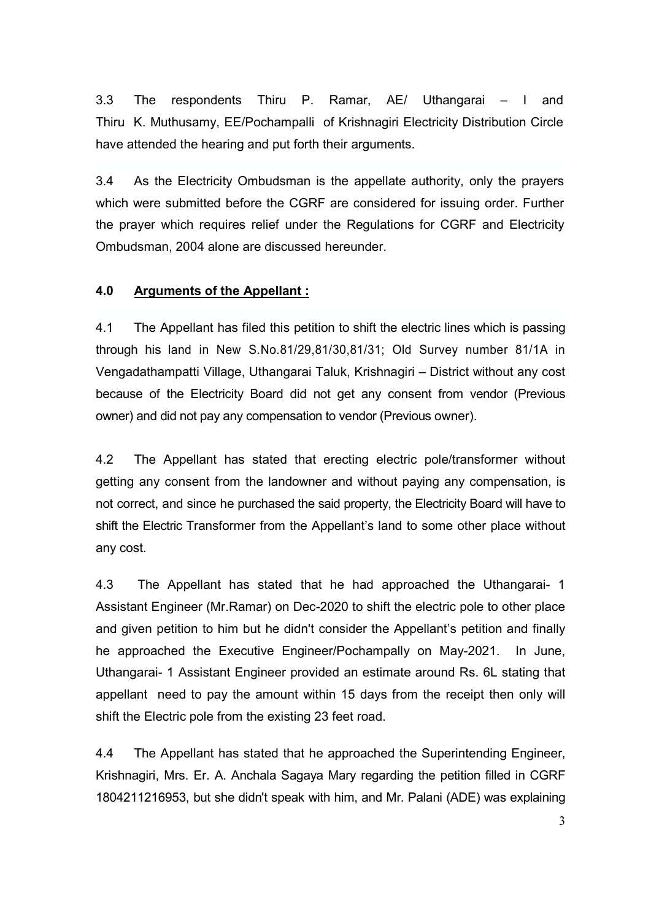3.3 The respondents Thiru P. Ramar, AE/ Uthangarai – I and Thiru K. Muthusamy, EE/Pochampalli of Krishnagiri Electricity Distribution Circle have attended the hearing and put forth their arguments.

3.4 As the Electricity Ombudsman is the appellate authority, only the prayers which were submitted before the CGRF are considered for issuing order. Further the prayer which requires relief under the Regulations for CGRF and Electricity Ombudsman, 2004 alone are discussed hereunder.

**4.0 <u>Arguments of the Appellant :</u>**

4.1 The Appellant has filed this petition to shift the electric lines which is passing through his land in New S.No.81/29,81/30,81/31; Old Survey number 81/1A in Vengadathampatti Village, Uthangarai Taluk, Krishnagiri – District without any cost because of the Electricity Board did not get any consent from vendor (Previous owner) and did not pay any compensation to vendor (Previous owner).

4.2 The Appellant has stated that erecting electric pole/transformer without getting any consent from the landowner and without paying any compensation, is not correct, and since he purchased the said property, the Electricity Board will have to shift the Electric Transformer from the Appellant's land to some other place without any cost.

4.3 The Appellant has stated that he had approached the Uthangarai- 1 Assistant Engineer (Mr.Ramar) on Dec-2020 to shift the electric pole to other place and given petition to him but he didn't consider the Appellant's petition and finally he approached the Executive Engineer/Pochampally on May-2021. In June, Uthangarai- 1 Assistant Engineer provided an estimate around Rs. 6L stating that appellant need to pay the amount within 15 days from the receipt then only will shift the Electric pole from the existing 23 feet road.

4.4 The Appellant has stated that he approached the Superintending Engineer, Krishnagiri, Mrs. Er. A. Anchala Sagaya Mary regarding the petition filled in CGRF 1804211216953, but she didn't speak with him, and Mr. Palani (ADE) was explaining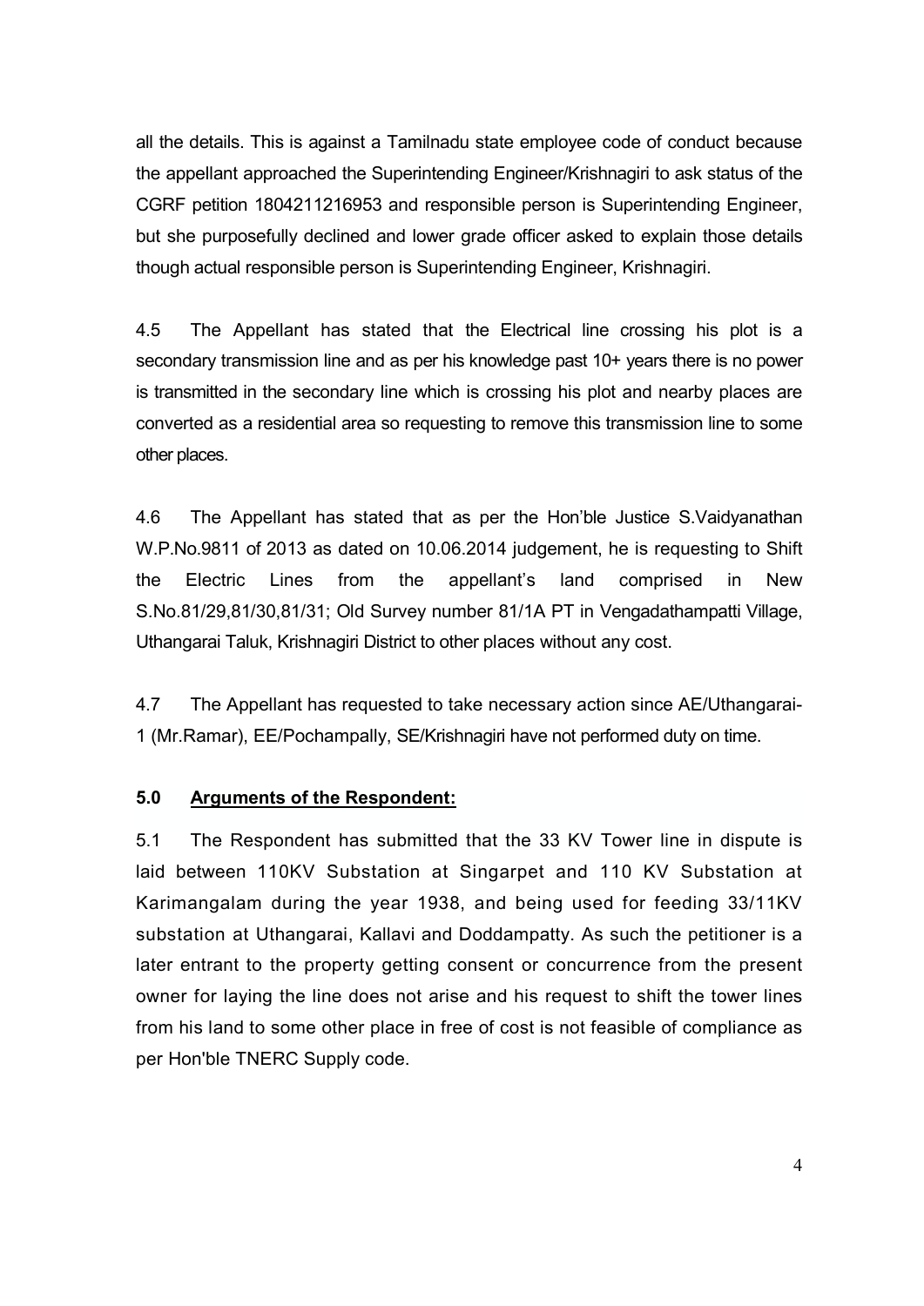all the details. This is against a Tamilnadu state employee code of conduct because the appellant approached the Superintending Engineer/Krishnagiri to ask status of the CGRF petition 1804211216953 and responsible person is Superintending Engineer, but she purposefully declined and lower grade officer asked to explain those details though actual responsible person is Superintending Engineer, Krishnagiri.

4.5 The Appellant has stated that the Electrical line crossing his plot is a secondary transmission line and as per his knowledge past 10+ years there is no power is transmitted in the secondary line which is crossing his plot and nearby places are converted as a residential area so requesting to remove this transmission line to some other places.

4.6 The Appellant has stated that as per the Hon'ble Justice S.Vaidyanathan W.P.No.9811 of 2013 as dated on 10.06.2014 judgement, he is requesting to Shift the Electric Lines from the appellant's land comprised in New S.No.81/29,81/30,81/31; Old Survey number 81/1A PT in Vengadathampatti Village, Uthangarai Taluk, Krishnagiri District to other places without any cost.

4.7 The Appellant has requested to take necessary action since AE/Uthangarai-1 (Mr.Ramar), EE/Pochampally, SE/Krishnagiri have not performed duty on time.

## 5.0 Arguments of the Respondent:

5.1 The Respondent has submitted that the 33 KV Tower line in dispute is laid between 110KV Substation at Singarpet and 110 KV Substation at Karimangalam during the year 1938, and being used for feeding 33/11KV substation at Uthangarai, Kallavi and Doddampatty. As such the petitioner is a later entrant to the property getting consent or concurrence from the present owner for laying the line does not arise and his request to shift the tower lines from his land to some other place in free of cost is not feasible of compliance as per Hon'ble TNERC Supply code.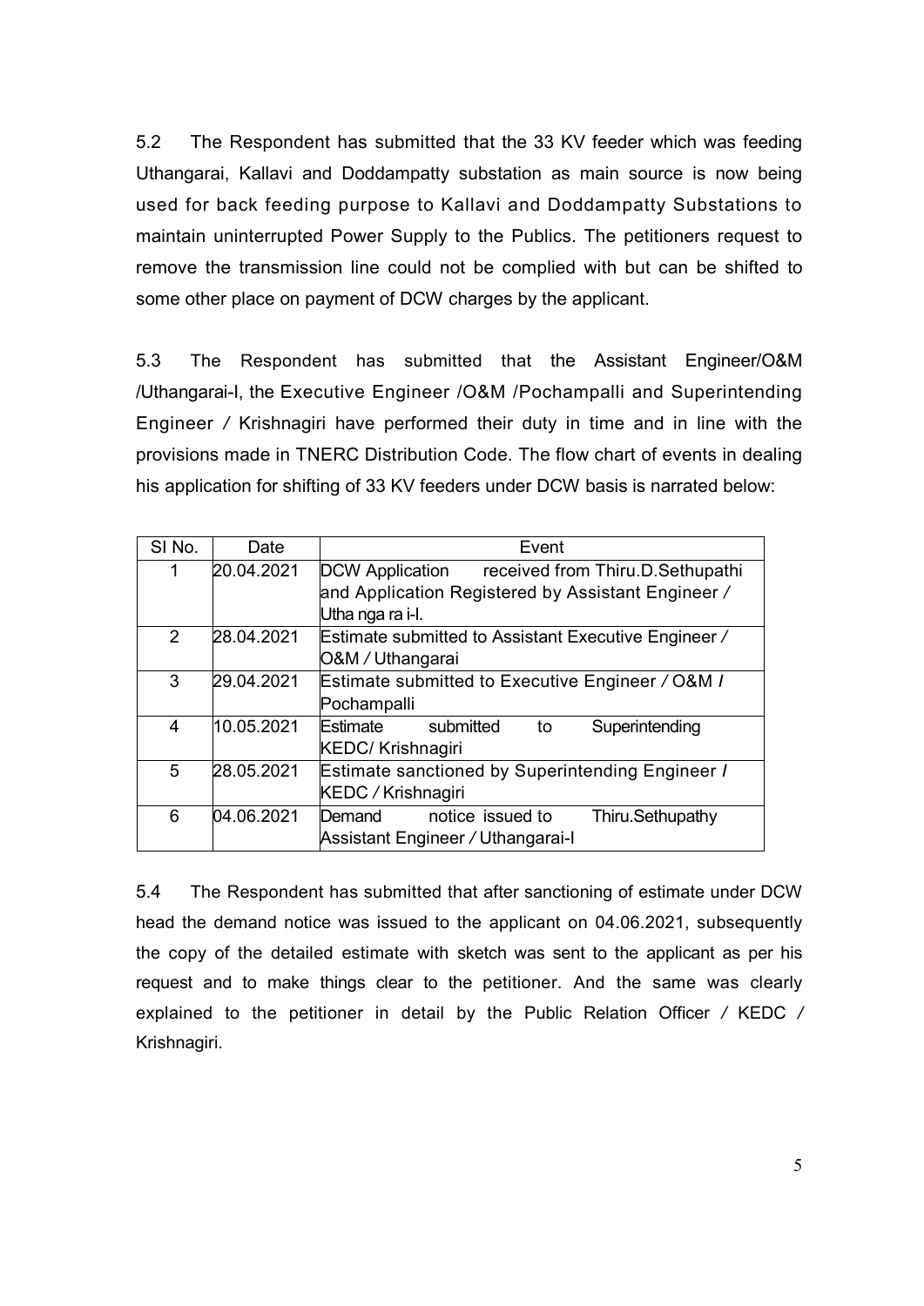5.2 The Respondent has submitted that the 33 KV feeder which was feeding Uthangarai, Kallavi and Doddampatty substation as main source is now being used for back feeding purpose to Kallavi and Doddampatty Substations to maintain uninterrupted Power Supply to the Publics. The petitioners request to remove the transmission line could not be complied with but can be shifted to some other place on payment of DCW charges by the applicant.

5.3 The Respondent has submitted that the Assistant Engineer/O&M /Uthangarai-I, the Executive Engineer /O&M /Pochampalli and Superintending Engineer / Krishnagiri have performed their duty in time and in line with the provisions made in TNERC Distribution Code. The flow chart of events in dealing his application for shifting of 33 KV feeders under DCW basis is narrated below:

| SI No. | Date | Event |
|---|---|---|
| 1 | 20.04.2021 | DCW Application received from Thiru.D.Sethupathi and Application Registered by Assistant Engineer / Utha nga ra i-I. |
| 2 | 28.04.2021 | Estimate submitted to Assistant Executive Engineer / O&M / Uthangarai |
| 3 | 29.04.2021 | Estimate submitted to Executive Engineer / O&M / Pochampalli |
| 4 | 10.05.2021 | Estimate submitted to Superintending KEDC/ Krishnagiri |
| 5 | 28.05.2021 | Estimate sanctioned by Superintending Engineer / KEDC / Krishnagiri |
| 6 | 04.06.2021 | Demand notice issued to Thiru.Sethupathy Assistant Engineer / Uthangarai-I |

5.4 The Respondent has submitted that after sanctioning of estimate under DCW head the demand notice was issued to the applicant on 04.06.2021, subsequently the copy of the detailed estimate with sketch was sent to the applicant as per his request and to make things clear to the petitioner. And the same was clearly explained to the petitioner in detail by the Public Relation Officer / KEDC / Krishnagiri.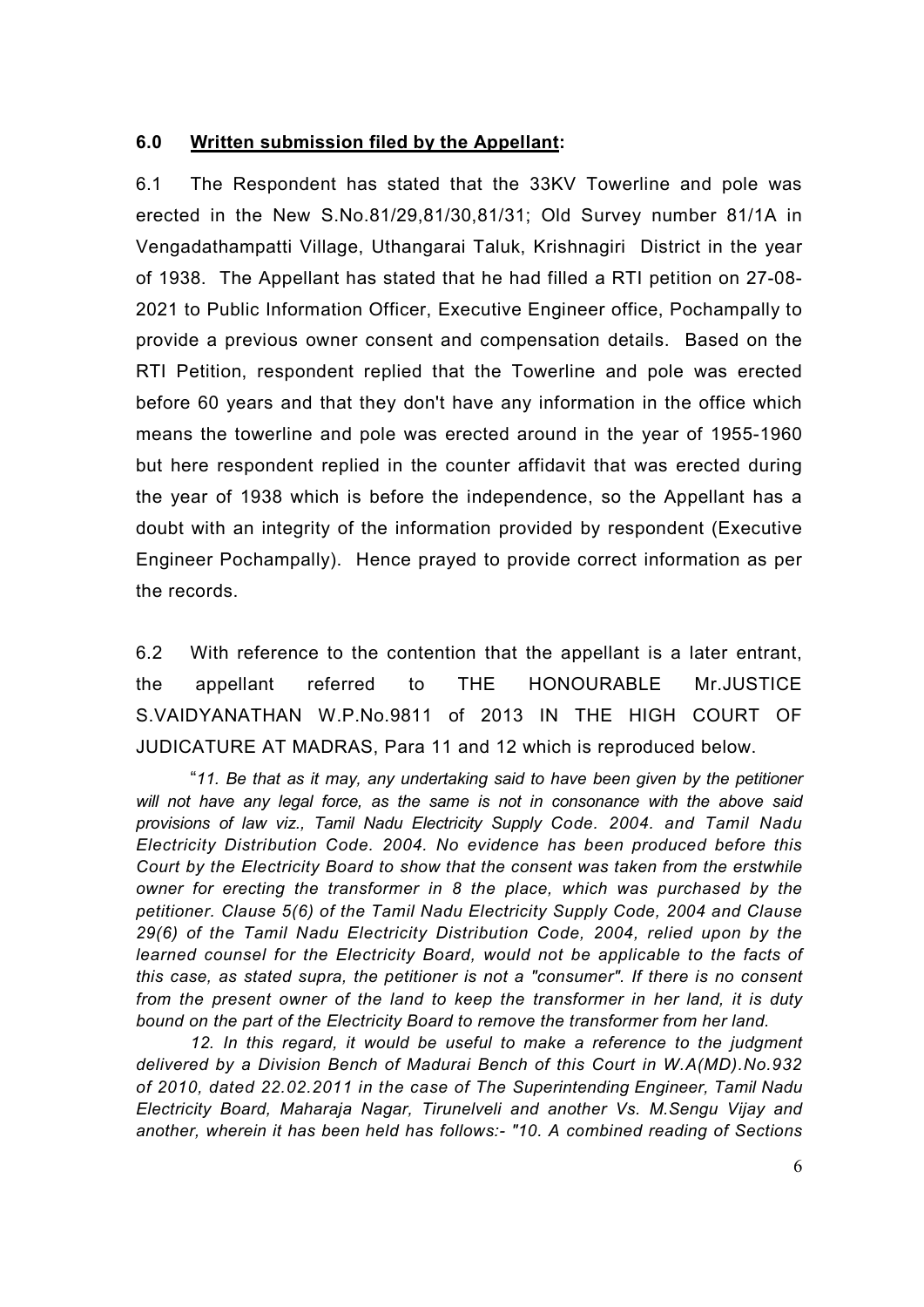### 6.0 **Written submission filed by the Appellant:**

6.1 The Respondent has stated that the 33KV Towerline and pole was erected in the New S.No.81/29,81/30,81/31; Old Survey number 81/1A in Vengadathampatti Village, Uthangarai Taluk, Krishnagiri District in the year of 1938. The Appellant has stated that he had filled a RTI petition on 27-08-2021 to Public Information Officer, Executive Engineer office, Pochampally to provide a previous owner consent and compensation details. Based on the RTI Petition, respondent replied that the Towerline and pole was erected before 60 years and that they don't have any information in the office which means the towerline and pole was erected around in the year of 1955-1960 but here respondent replied in the counter affidavit that was erected during the year of 1938 which is before the independence, so the Appellant has a doubt with an integrity of the information provided by respondent (Executive Engineer Pochampally). Hence prayed to provide correct information as per the records.

6.2 With reference to the contention that the appellant is a later entrant, the appellant referred to THE HONOURABLE Mr.JUSTICE S.VAIDYANATHAN W.P.No.9811 of 2013 IN THE HIGH COURT OF JUDICATURE AT MADRAS, Para 11 and 12 which is reproduced below.

"*11. Be that as it may, any undertaking said to have been given by the petitioner will not have any legal force, as the same is not in consonance with the above said provisions of law viz., Tamil Nadu Electricity Supply Code. 2004. and Tamil Nadu Electricity Distribution Code. 2004. No evidence has been produced before this Court by the Electricity Board to show that the consent was taken from the erstwhile owner for erecting the transformer in 8 the place, which was purchased by the petitioner. Clause 5(6) of the Tamil Nadu Electricity Supply Code, 2004 and Clause 29(6) of the Tamil Nadu Electricity Distribution Code, 2004, relied upon by the learned counsel for the Electricity Board, would not be applicable to the facts of this case, as stated supra, the petitioner is not a "consumer". If there is no consent from the present owner of the land to keep the transformer in her land, it is duty bound on the part of the Electricity Board to remove the transformer from her land.*

*12. In this regard, it would be useful to make a reference to the judgment delivered by a Division Bench of Madurai Bench of this Court in W.A(MD).No.932 of 2010, dated 22.02.2011 in the case of The Superintending Engineer, Tamil Nadu Electricity Board, Maharaja Nagar, Tirunelveli and another Vs. M.Sengu Vijay and another, wherein it has been held has follows:- "10. A combined reading of Sections*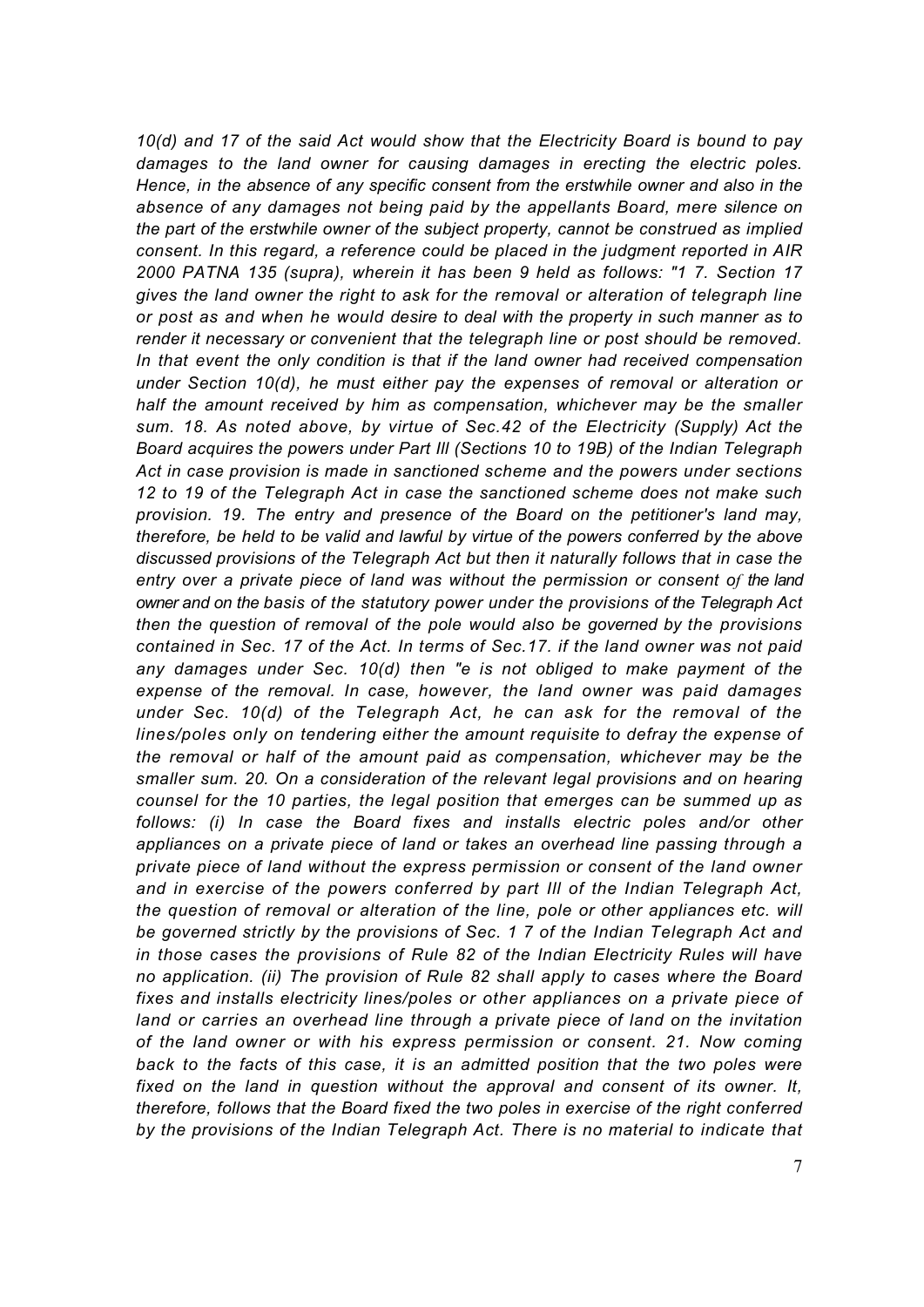*10(d) and 17 of the said Act would show that the Electricity Board is bound to pay damages to the land owner for causing damages in erecting the electric poles. Hence, in the absence of any specific consent from the erstwhile owner and also in the absence of any damages not being paid by the appellants Board, mere silence on the part of the erstwhile owner of the subject property, cannot be construed as implied consent. In this regard, a reference could be placed in the judgment reported in AIR 2000 PATNA 135 (supra), wherein it has been 9 held as follows: "1 7. Section 17 gives the land owner the right to ask for the removal or alteration of telegraph line or post as and when he would desire to deal with the property in such manner as to render it necessary or convenient that the telegraph line or post should be removed. In that event the only condition is that if the land owner had received compensation under Section 10(d), he must either pay the expenses of removal or alteration or half the amount received by him as compensation, whichever may be the smaller sum. 18. As noted above, by virtue of Sec.42 of the Electricity (Supply) Act the Board acquires the powers under Part III (Sections 10 to 19B) of the Indian Telegraph Act in case provision is made in sanctioned scheme and the powers under sections 12 to 19 of the Telegraph Act in case the sanctioned scheme does not make such provision. 19. The entry and presence of the Board on the petitioner's land may, therefore, be held to be valid and lawful by virtue of the powers conferred by the above discussed provisions of the Telegraph Act but then it naturally follows that in case the entry over a private piece of land was without the permission or consent of the land owner and on the basis of the statutory power under the provisions of the Telegraph Act then the question of removal of the pole would also be governed by the provisions contained in Sec. 17 of the Act. In terms of Sec.17. if the land owner was not paid any damages under Sec. 10(d) then "e is not obliged to make payment of the expense of the removal. In case, however, the land owner was paid damages under Sec. 10(d) of the Telegraph Act, he can ask for the removal of the lines/poles only on tendering either the amount requisite to defray the expense of the removal or half of the amount paid as compensation, whichever may be the smaller sum. 20. On a consideration of the relevant legal provisions and on hearing counsel for the 10 parties, the legal position that emerges can be summed up as follows: (i) In case the Board fixes and installs electric poles and/or other appliances on a private piece of land or takes an overhead line passing through a private piece of land without the express permission or consent of the land owner and in exercise of the powers conferred by part III of the Indian Telegraph Act, the question of removal or alteration of the line, pole or other appliances etc. will be governed strictly by the provisions of Sec. 1 7 of the Indian Telegraph Act and in those cases the provisions of Rule 82 of the Indian Electricity Rules will have no application. (ii) The provision of Rule 82 shall apply to cases where the Board fixes and installs electricity lines/poles or other appliances on a private piece of land or carries an overhead line through a private piece of land on the invitation of the land owner or with his express permission or consent. 21. Now coming back to the facts of this case, it is an admitted position that the two poles were fixed on the land in question without the approval and consent of its owner. It, therefore, follows that the Board fixed the two poles in exercise of the right conferred by the provisions of the Indian Telegraph Act. There is no material to indicate that*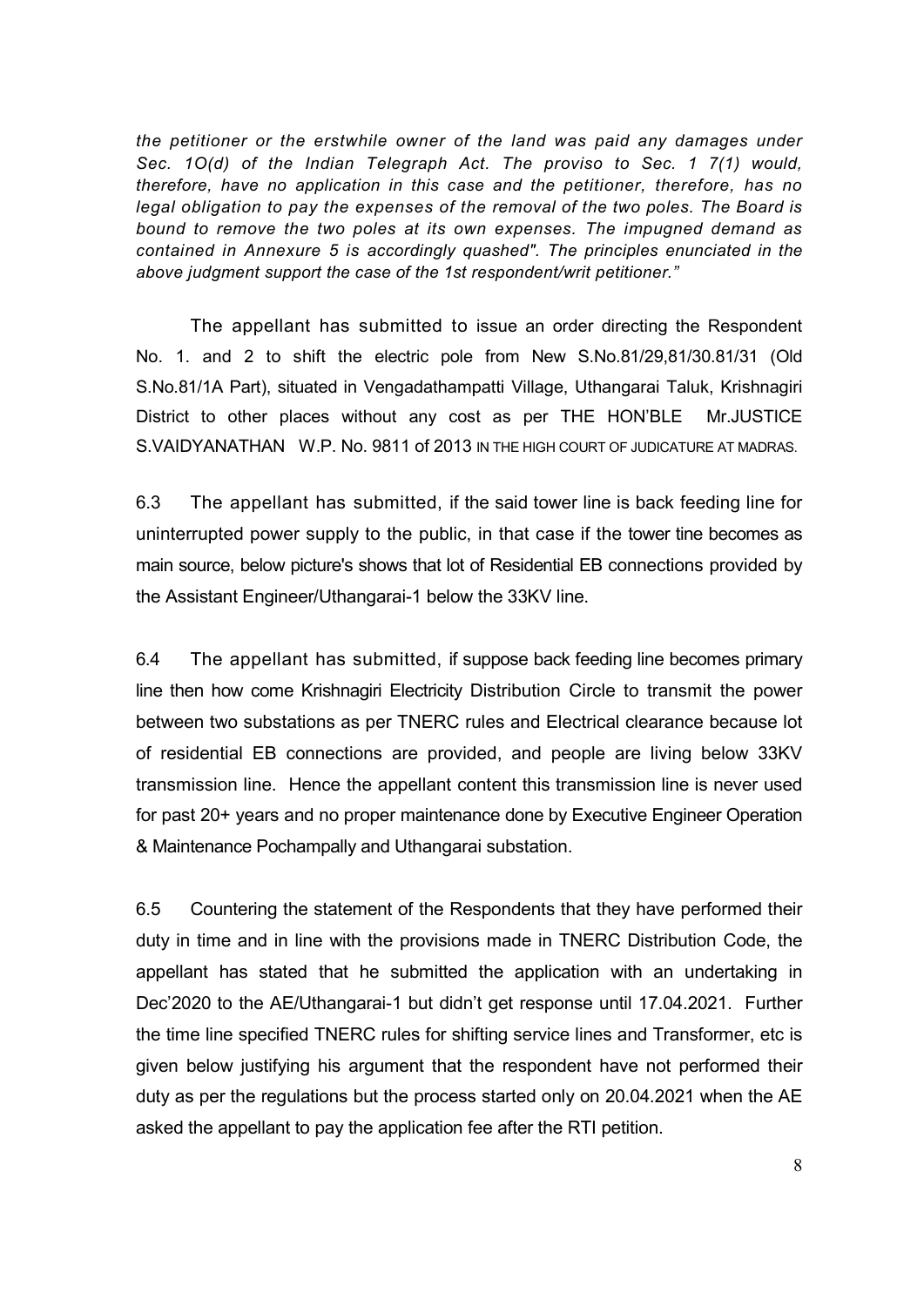*the petitioner or the erstwhile owner of the land was paid any damages under Sec. 1O(d) of the Indian Telegraph Act. The proviso to Sec. 1 7(1) would, therefore, have no application in this case and the petitioner, therefore, has no legal obligation to pay the expenses of the removal of the two poles. The Board is bound to remove the two poles at its own expenses. The impugned demand as contained in Annexure 5 is accordingly quashed". The principles enunciated in the above judgment support the case of the 1st respondent/writ petitioner."*

The appellant has submitted to issue an order directing the Respondent No. 1. and 2 to shift the electric pole from New S.No.81/29,81/30.81/31 (Old S.No.81/1A Part), situated in Vengadathampatti Village, Uthangarai Taluk, Krishnagiri District to other places without any cost as per THE HON'BLE Mr.JUSTICE S.VAIDYANATHAN W.P. No. 9811 of 2013 IN THE HIGH COURT OF JUDICATURE AT MADRAS.

6.3 The appellant has submitted, if the said tower line is back feeding line for uninterrupted power supply to the public, in that case if the tower tine becomes as main source, below picture's shows that lot of Residential EB connections provided by the Assistant Engineer/Uthangarai-1 below the 33KV line.

6.4 The appellant has submitted, if suppose back feeding line becomes primary line then how come Krishnagiri Electricity Distribution Circle to transmit the power between two substations as per TNERC rules and Electrical clearance because lot of residential EB connections are provided, and people are living below 33KV transmission line. Hence the appellant content this transmission line is never used for past 20+ years and no proper maintenance done by Executive Engineer Operation & Maintenance Pochampally and Uthangarai substation.

6.5 Countering the statement of the Respondents that they have performed their duty in time and in line with the provisions made in TNERC Distribution Code, the appellant has stated that he submitted the application with an undertaking in Dec'2020 to the AE/Uthangarai-1 but didn't get response until 17.04.2021. Further the time line specified TNERC rules for shifting service lines and Transformer, etc is given below justifying his argument that the respondent have not performed their duty as per the regulations but the process started only on 20.04.2021 when the AE asked the appellant to pay the application fee after the RTI petition.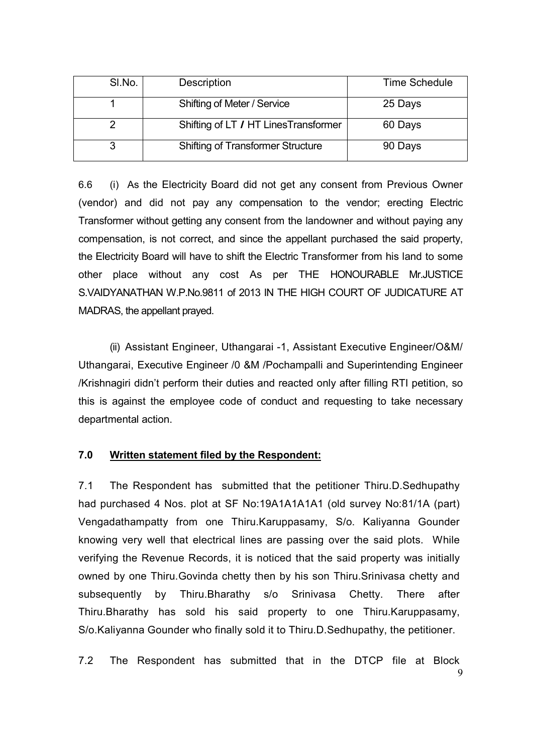| Sl.No. | Description | Time Schedule |
|---|---|---|
| 1 | Shifting of Meter / Service | 25 Days |
| 2 | Shifting of LT / HT LinesTransformer | 60 Days |
| 3 | Shifting of Transformer Structure | 90 Days |

6.6 (i) As the Electricity Board did not get any consent from Previous Owner (vendor) and did not pay any compensation to the vendor; erecting Electric Transformer without getting any consent from the landowner and without paying any compensation, is not correct, and since the appellant purchased the said property, the Electricity Board will have to shift the Electric Transformer from his land to some other place without any cost As per THE HONOURABLE Mr.JUSTICE S.VAIDYANATHAN W.P.No.9811 of 2013 IN THE HIGH COURT OF JUDICATURE AT MADRAS, the appellant prayed.

(ii) Assistant Engineer, Uthangarai -1, Assistant Executive Engineer/O&M/ Uthangarai, Executive Engineer /0 &M /Pochampalli and Superintending Engineer /Krishnagiri didn't perform their duties and reacted only after filling RTI petition, so this is against the employee code of conduct and requesting to take necessary departmental action.

### 7.0 <u>Written statement filed by the Respondent:</u>

7.1 The Respondent has submitted that the petitioner Thiru.D.Sedhupathy had purchased 4 Nos. plot at SF No:19A1A1A1A1 (old survey No:81/1A (part) Vengadathampatty from one Thiru.Karuppasamy, S/o. Kaliyanna Gounder knowing very well that electrical lines are passing over the said plots. While verifying the Revenue Records, it is noticed that the said property was initially owned by one Thiru.Govinda chetty then by his son Thiru.Srinivasa chetty and subsequently by Thiru.Bharathy s/o Srinivasa Chetty. There after Thiru.Bharathy has sold his said property to one Thiru.Karuppasamy, S/o.Kaliyanna Gounder who finally sold it to Thiru.D.Sedhupathy, the petitioner.

7.2 The Respondent has submitted that in the DTCP file at Block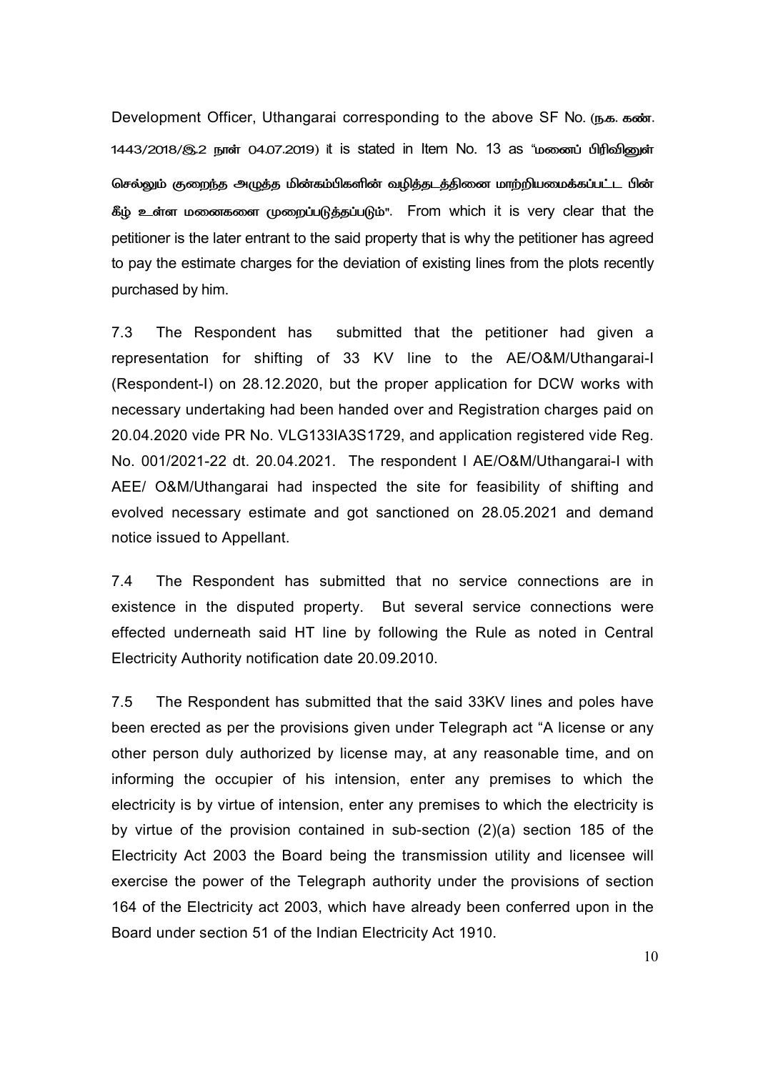Development Officer, Uthangarai corresponding to the above SF No. (ந.க. கண். 1443/2018/இ.2 நாள் 04.07.2019) it is stated in Item No. 13 as "மனைப் பிரிவினுள் செல்லும் குறைந்த அழுத்த மின்கம்பிகளின் வழித்தடத்தினை மாற்றியமைக்கப்பட்ட பின் கீழ் உள்ள மனைகளை முறைப்படுத்தப்படும்". From which it is very clear that the petitioner is the later entrant to the said property that is why the petitioner has agreed to pay the estimate charges for the deviation of existing lines from the plots recently purchased by him.

7.3 The Respondent has submitted that the petitioner had given a representation for shifting of 33 KV line to the AE/O&M/Uthangarai-I (Respondent-I) on 28.12.2020, but the proper application for DCW works with necessary undertaking had been handed over and Registration charges paid on 20.04.2020 vide PR No. VLG133IA3S1729, and application registered vide Reg. No. 001/2021-22 dt. 20.04.2021. The respondent I AE/O&M/Uthangarai-I with AEE/ O&M/Uthangarai had inspected the site for feasibility of shifting and evolved necessary estimate and got sanctioned on 28.05.2021 and demand notice issued to Appellant.

7.4 The Respondent has submitted that no service connections are in existence in the disputed property. But several service connections were effected underneath said HT line by following the Rule as noted in Central Electricity Authority notification date 20.09.2010.

7.5 The Respondent has submitted that the said 33KV lines and poles have been erected as per the provisions given under Telegraph act "A license or any other person duly authorized by license may, at any reasonable time, and on informing the occupier of his intension, enter any premises to which the electricity is by virtue of intension, enter any premises to which the electricity is by virtue of the provision contained in sub-section (2)(a) section 185 of the Electricity Act 2003 the Board being the transmission utility and licensee will exercise the power of the Telegraph authority under the provisions of section 164 of the Electricity act 2003, which have already been conferred upon in the Board under section 51 of the Indian Electricity Act 1910.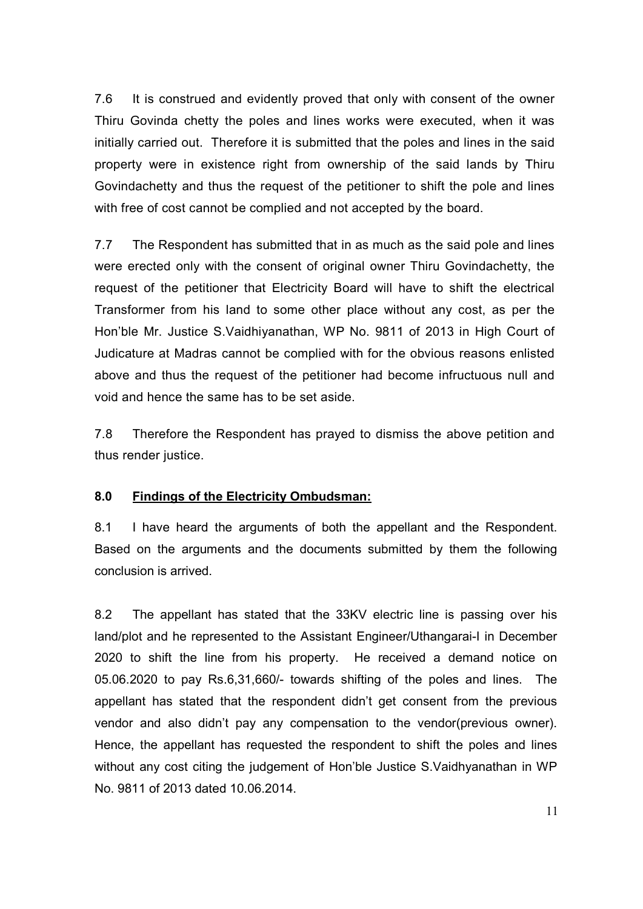7.6 It is construed and evidently proved that only with consent of the owner Thiru Govinda chetty the poles and lines works were executed, when it was initially carried out. Therefore it is submitted that the poles and lines in the said property were in existence right from ownership of the said lands by Thiru Govindachetty and thus the request of the petitioner to shift the pole and lines with free of cost cannot be complied and not accepted by the board.

7.7 The Respondent has submitted that in as much as the said pole and lines were erected only with the consent of original owner Thiru Govindachetty, the request of the petitioner that Electricity Board will have to shift the electrical Transformer from his land to some other place without any cost, as per the Hon'ble Mr. Justice S.Vaidhiyanathan, WP No. 9811 of 2013 in High Court of Judicature at Madras cannot be complied with for the obvious reasons enlisted above and thus the request of the petitioner had become infructuous null and void and hence the same has to be set aside.

7.8 Therefore the Respondent has prayed to dismiss the above petition and thus render justice.

**8.0 <u>Findings of the Electricity Ombudsman:</u>**

8.1 I have heard the arguments of both the appellant and the Respondent. Based on the arguments and the documents submitted by them the following conclusion is arrived.

8.2 The appellant has stated that the 33KV electric line is passing over his land/plot and he represented to the Assistant Engineer/Uthangarai-I in December 2020 to shift the line from his property. He received a demand notice on 05.06.2020 to pay Rs.6,31,660/- towards shifting of the poles and lines. The appellant has stated that the respondent didn't get consent from the previous vendor and also didn't pay any compensation to the vendor(previous owner). Hence, the appellant has requested the respondent to shift the poles and lines without any cost citing the judgement of Hon'ble Justice S.Vaidhyanathan in WP No. 9811 of 2013 dated 10.06.2014.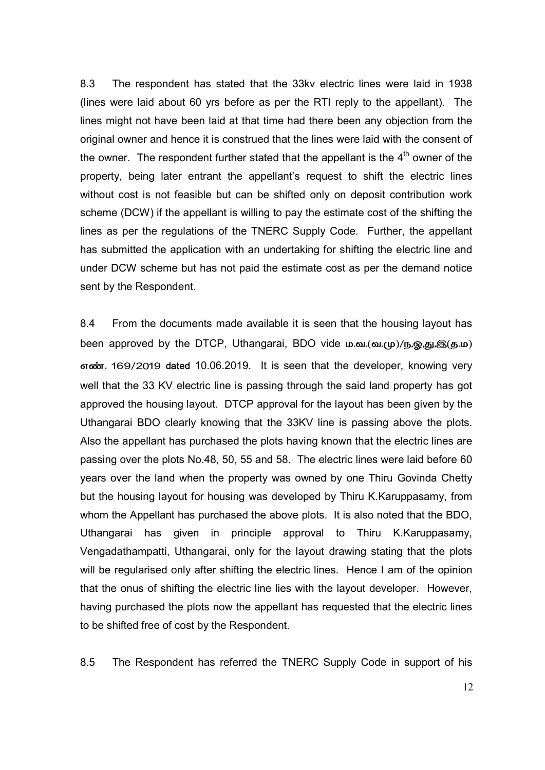8.3 The respondent has stated that the 33kv electric lines were laid in 1938 (lines were laid about 60 yrs before as per the RTI reply to the appellant). The lines might not have been laid at that time had there been any objection from the original owner and hence it is construed that the lines were laid with the consent of the owner. The respondent further stated that the appellant is the $4^{th}$ owner of the property, being later entrant the appellant's request to shift the electric lines without cost is not feasible but can be shifted only on deposit contribution work scheme (DCW) if the appellant is willing to pay the estimate cost of the shifting the lines as per the regulations of the TNERC Supply Code. Further, the appellant has submitted the application with an undertaking for shifting the electric line and under DCW scheme but has not paid the estimate cost as per the demand notice sent by the Respondent.

8.4 From the documents made available it is seen that the housing layout has been approved by the DTCP, Uthangarai, BDO vide ம.வ.(வ.மு)/ந.ஓ.து,இ(த.ம) எண். 169/2019 dated 10.06.2019. It is seen that the developer, knowing very well that the 33 KV electric line is passing through the said land property has got approved the housing layout. DTCP approval for the layout has been given by the Uthangarai BDO clearly knowing that the 33KV line is passing above the plots. Also the appellant has purchased the plots having known that the electric lines are passing over the plots No.48, 50, 55 and 58. The electric lines were laid before 60 years over the land when the property was owned by one Thiru Govinda Chetty but the housing layout for housing was developed by Thiru K.Karuppasamy, from whom the Appellant has purchased the above plots. It is also noted that the BDO, Uthangarai has given in principle approval to Thiru K.Karuppasamy, Vengadathampatti, Uthangarai, only for the layout drawing stating that the plots will be regularised only after shifting the electric lines. Hence I am of the opinion that the onus of shifting the electric line lies with the layout developer. However, having purchased the plots now the appellant has requested that the electric lines to be shifted free of cost by the Respondent.

8.5 The Respondent has referred the TNERC Supply Code in support of his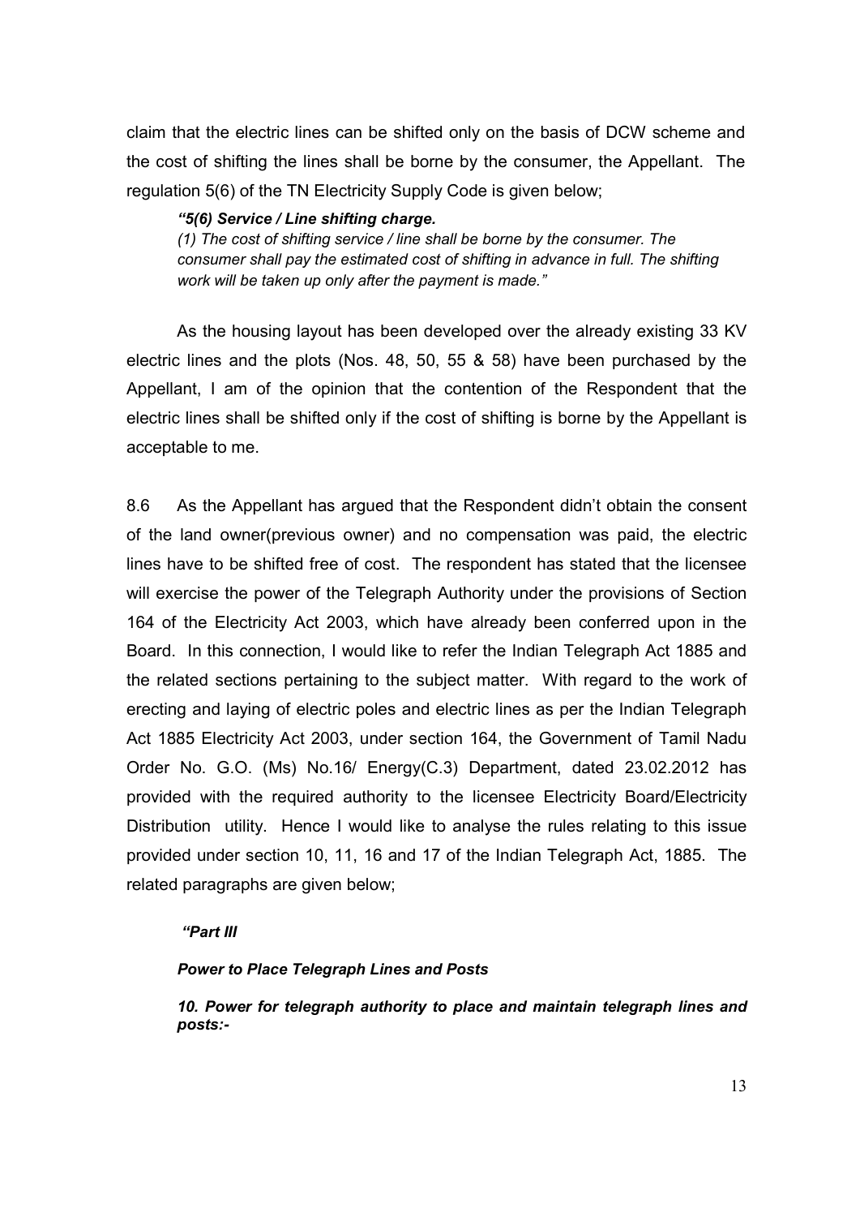claim that the electric lines can be shifted only on the basis of DCW scheme and the cost of shifting the lines shall be borne by the consumer, the Appellant. The regulation 5(6) of the TN Electricity Supply Code is given below;

> ***"5(6) Service / Line shifting charge.***
> *(1) The cost of shifting service / line shall be borne by the consumer. The consumer shall pay the estimated cost of shifting in advance in full. The shifting work will be taken up only after the payment is made."*

As the housing layout has been developed over the already existing 33 KV electric lines and the plots (Nos. 48, 50, 55 & 58) have been purchased by the Appellant, I am of the opinion that the contention of the Respondent that the electric lines shall be shifted only if the cost of shifting is borne by the Appellant is acceptable to me.

8.6 As the Appellant has argued that the Respondent didn't obtain the consent of the land owner(previous owner) and no compensation was paid, the electric lines have to be shifted free of cost. The respondent has stated that the licensee will exercise the power of the Telegraph Authority under the provisions of Section 164 of the Electricity Act 2003, which have already been conferred upon in the Board. In this connection, I would like to refer the Indian Telegraph Act 1885 and the related sections pertaining to the subject matter. With regard to the work of erecting and laying of electric poles and electric lines as per the Indian Telegraph Act 1885 Electricity Act 2003, under section 164, the Government of Tamil Nadu Order No. G.O. (Ms) No.16/ Energy(C.3) Department, dated 23.02.2012 has provided with the required authority to the licensee Electricity Board/Electricity Distribution utility. Hence I would like to analyse the rules relating to this issue provided under section 10, 11, 16 and 17 of the Indian Telegraph Act, 1885. The related paragraphs are given below;

> ***"Part III***
>
> ***Power to Place Telegraph Lines and Posts***
>
> ***10. Power for telegraph authority to place and maintain telegraph lines and posts:-***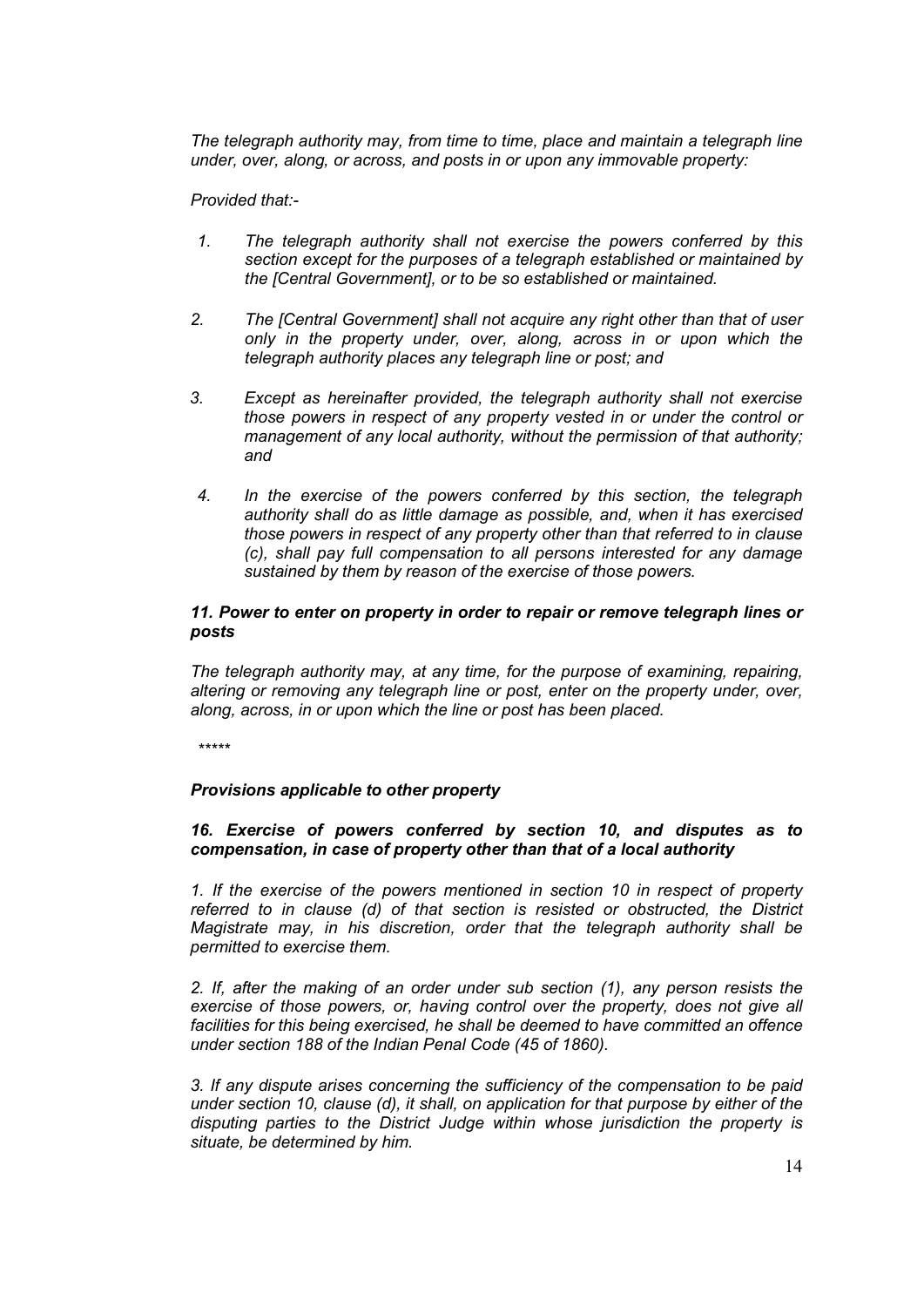*The telegraph authority may, from time to time, place and maintain a telegraph line under, over, along, or across, and posts in or upon any immovable property:*

*Provided that:-*

1. *The telegraph authority shall not exercise the powers conferred by this section except for the purposes of a telegraph established or maintained by the [Central Government], or to be so established or maintained.*

2. *The [Central Government] shall not acquire any right other than that of user only in the property under, over, along, across in or upon which the telegraph authority places any telegraph line or post; and*

3. *Except as hereinafter provided, the telegraph authority shall not exercise those powers in respect of any property vested in or under the control or management of any local authority, without the permission of that authority; and*

4. *In the exercise of the powers conferred by this section, the telegraph authority shall do as little damage as possible, and, when it has exercised those powers in respect of any property other than that referred to in clause (c), shall pay full compensation to all persons interested for any damage sustained by them by reason of the exercise of those powers.*

***11. Power to enter on property in order to repair or remove telegraph lines or posts***

*The telegraph authority may, at any time, for the purpose of examining, repairing, altering or removing any telegraph line or post, enter on the property under, over, along, across, in or upon which the line or post has been placed.*

*****

***Provisions applicable to other property***

***16. Exercise of powers conferred by section 10, and disputes as to compensation, in case of property other than that of a local authority***

*1. If the exercise of the powers mentioned in section 10 in respect of property referred to in clause (d) of that section is resisted or obstructed, the District Magistrate may, in his discretion, order that the telegraph authority shall be permitted to exercise them.*

*2. If, after the making of an order under sub section (1), any person resists the exercise of those powers, or, having control over the property, does not give all facilities for this being exercised, he shall be deemed to have committed an offence under section 188 of the Indian Penal Code (45 of 1860).*

*3. If any dispute arises concerning the sufficiency of the compensation to be paid under section 10, clause (d), it shall, on application for that purpose by either of the disputing parties to the District Judge within whose jurisdiction the property is situate, be determined by him.*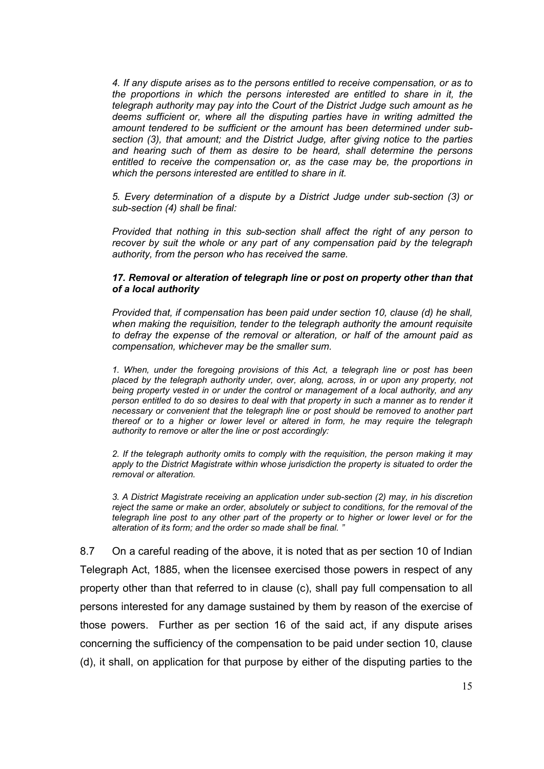*4. If any dispute arises as to the persons entitled to receive compensation, or as to the proportions in which the persons interested are entitled to share in it, the telegraph authority may pay into the Court of the District Judge such amount as he deems sufficient or, where all the disputing parties have in writing admitted the amount tendered to be sufficient or the amount has been determined under sub-section (3), that amount; and the District Judge, after giving notice to the parties and hearing such of them as desire to be heard, shall determine the persons entitled to receive the compensation or, as the case may be, the proportions in which the persons interested are entitled to share in it.*

*5. Every determination of a dispute by a District Judge under sub-section (3) or sub-section (4) shall be final:*

*Provided that nothing in this sub-section shall affect the right of any person to recover by suit the whole or any part of any compensation paid by the telegraph authority, from the person who has received the same.*

***17. Removal or alteration of telegraph line or post on property other than that of a local authority***

*Provided that, if compensation has been paid under section 10, clause (d) he shall, when making the requisition, tender to the telegraph authority the amount requisite to defray the expense of the removal or alteration, or half of the amount paid as compensation, whichever may be the smaller sum.*

*1. When, under the foregoing provisions of this Act, a telegraph line or post has been placed by the telegraph authority under, over, along, across, in or upon any property, not being property vested in or under the control or management of a local authority, and any person entitled to do so desires to deal with that property in such a manner as to render it necessary or convenient that the telegraph line or post should be removed to another part thereof or to a higher or lower level or altered in form, he may require the telegraph authority to remove or alter the line or post accordingly:*

*2. If the telegraph authority omits to comply with the requisition, the person making it may apply to the District Magistrate within whose jurisdiction the property is situated to order the removal or alteration.*

*3. A District Magistrate receiving an application under sub-section (2) may, in his discretion reject the same or make an order, absolutely or subject to conditions, for the removal of the telegraph line post to any other part of the property or to higher or lower level or for the alteration of its form; and the order so made shall be final. "*

8.7 On a careful reading of the above, it is noted that as per section 10 of Indian Telegraph Act, 1885, when the licensee exercised those powers in respect of any property other than that referred to in clause (c), shall pay full compensation to all persons interested for any damage sustained by them by reason of the exercise of those powers. Further as per section 16 of the said act, if any dispute arises concerning the sufficiency of the compensation to be paid under section 10, clause (d), it shall, on application for that purpose by either of the disputing parties to the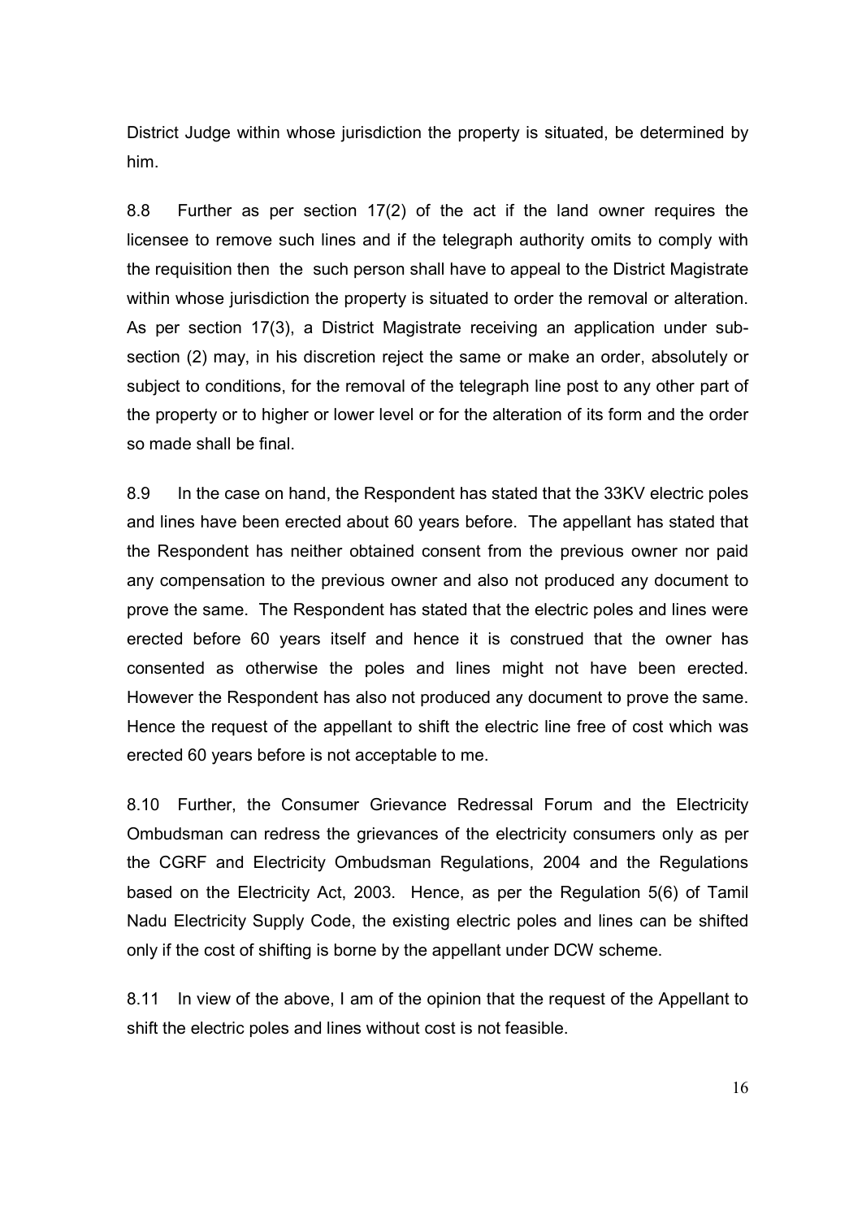District Judge within whose jurisdiction the property is situated, be determined by him.

8.8 Further as per section 17(2) of the act if the land owner requires the licensee to remove such lines and if the telegraph authority omits to comply with the requisition then the such person shall have to appeal to the District Magistrate within whose jurisdiction the property is situated to order the removal or alteration. As per section 17(3), a District Magistrate receiving an application under sub-section (2) may, in his discretion reject the same or make an order, absolutely or subject to conditions, for the removal of the telegraph line post to any other part of the property or to higher or lower level or for the alteration of its form and the order so made shall be final.

8.9 In the case on hand, the Respondent has stated that the 33KV electric poles and lines have been erected about 60 years before. The appellant has stated that the Respondent has neither obtained consent from the previous owner nor paid any compensation to the previous owner and also not produced any document to prove the same. The Respondent has stated that the electric poles and lines were erected before 60 years itself and hence it is construed that the owner has consented as otherwise the poles and lines might not have been erected. However the Respondent has also not produced any document to prove the same. Hence the request of the appellant to shift the electric line free of cost which was erected 60 years before is not acceptable to me.

8.10 Further, the Consumer Grievance Redressal Forum and the Electricity Ombudsman can redress the grievances of the electricity consumers only as per the CGRF and Electricity Ombudsman Regulations, 2004 and the Regulations based on the Electricity Act, 2003. Hence, as per the Regulation 5(6) of Tamil Nadu Electricity Supply Code, the existing electric poles and lines can be shifted only if the cost of shifting is borne by the appellant under DCW scheme.

8.11 In view of the above, I am of the opinion that the request of the Appellant to shift the electric poles and lines without cost is not feasible.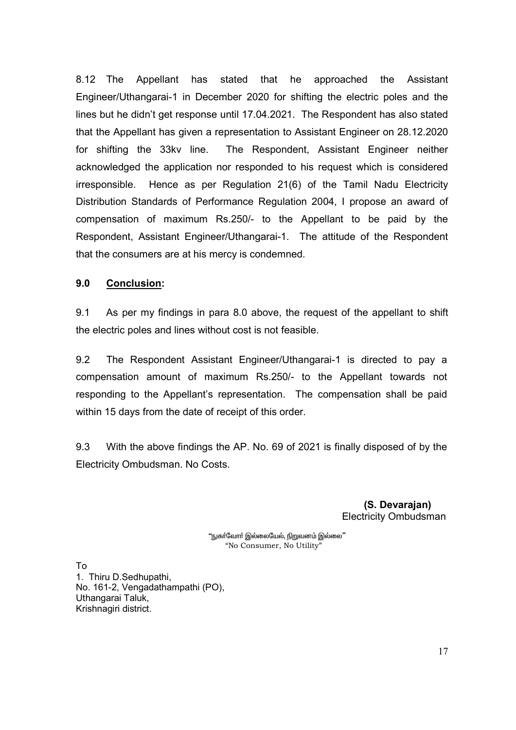8.12 The Appellant has stated that he approached the Assistant Engineer/Uthangarai-1 in December 2020 for shifting the electric poles and the lines but he didn't get response until 17.04.2021. The Respondent has also stated that the Appellant has given a representation to Assistant Engineer on 28.12.2020 for shifting the 33kv line. The Respondent, Assistant Engineer neither acknowledged the application nor responded to his request which is considered irresponsible. Hence as per Regulation 21(6) of the Tamil Nadu Electricity Distribution Standards of Performance Regulation 2004, I propose an award of compensation of maximum Rs.250/- to the Appellant to be paid by the Respondent, Assistant Engineer/Uthangarai-1. The attitude of the Respondent that the consumers are at his mercy is condemned.

## 9.0 **Conclusion:**

9.1 As per my findings in para 8.0 above, the request of the appellant to shift the electric poles and lines without cost is not feasible.

9.2 The Respondent Assistant Engineer/Uthangarai-1 is directed to pay a compensation amount of maximum Rs.250/- to the Appellant towards not responding to the Appellant's representation. The compensation shall be paid within 15 days from the date of receipt of this order.

9.3 With the above findings the AP. No. 69 of 2021 is finally disposed of by the Electricity Ombudsman. No Costs.

**(S. Devarajan)**
Electricity Ombudsman

"நுகர்வோர் இல்லையேல், நிறுவனம் இல்லை"
"No Consumer, No Utility"

To
1. Thiru D.Sedhupathi,
No. 161-2, Vengadathampathi (PO),
Uthangarai Taluk,
Krishnagiri district.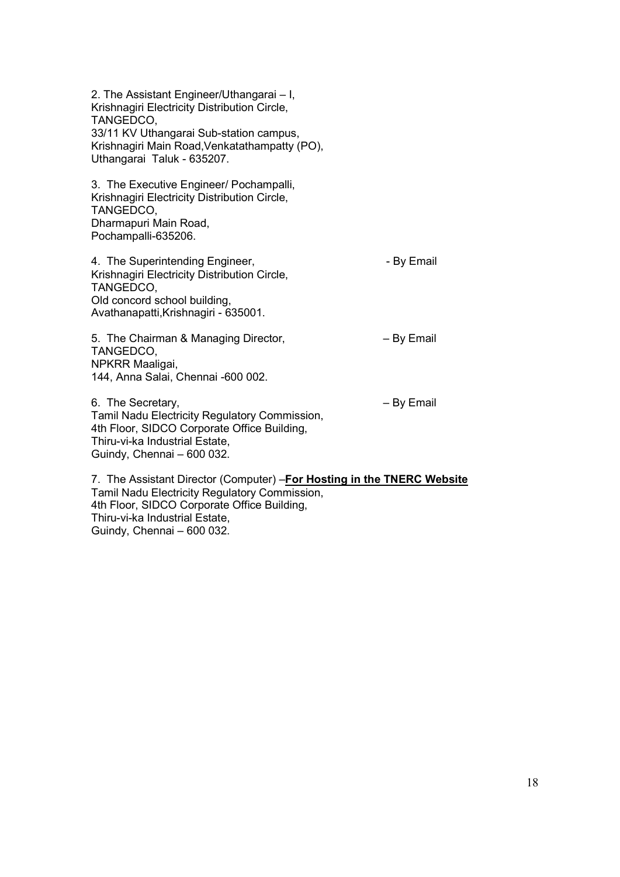2. The Assistant Engineer/Uthangarai – I,
Krishnagiri Electricity Distribution Circle,
TANGEDCO,
33/11 KV Uthangarai Sub-station campus,
Krishnagiri Main Road,Venkatathampatty (PO),
Uthangarai Taluk - 635207.

3. The Executive Engineer/ Pochampalli,
Krishnagiri Electricity Distribution Circle,
TANGEDCO,
Dharmapuri Main Road,
Pochampalli-635206.

4. The Superintending Engineer, - By Email
Krishnagiri Electricity Distribution Circle,
TANGEDCO,
Old concord school building,
Avathanapatti,Krishnagiri - 635001.

5. The Chairman & Managing Director, – By Email
TANGEDCO,
NPKRR Maaligai,
144, Anna Salai, Chennai -600 002.

6. The Secretary, – By Email
Tamil Nadu Electricity Regulatory Commission,
4th Floor, SIDCO Corporate Office Building,
Thiru-vi-ka Industrial Estate,
Guindy, Chennai – 600 032.

7. The Assistant Director (Computer) –**For Hosting in the TNERC Website**
Tamil Nadu Electricity Regulatory Commission,
4th Floor, SIDCO Corporate Office Building,
Thiru-vi-ka Industrial Estate,
Guindy, Chennai – 600 032.